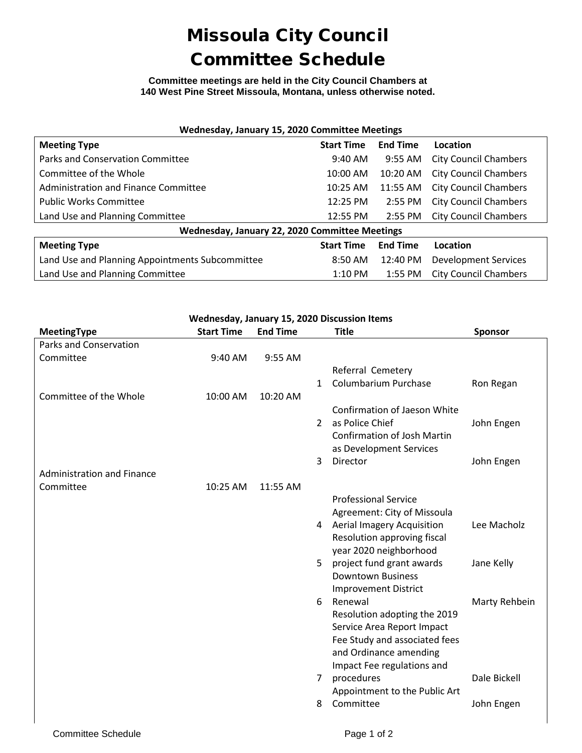# Missoula City Council Committee Schedule

**Committee meetings are held in the City Council Chambers at 140 West Pine Street Missoula, Montana, unless otherwise noted.**

**Wednesday, January 15, 2020 Committee Meetings**

| Meeting Type | Start Time | End Time | Location |
|---|---|---|---|
| Parks and Conservation Committee | 9:40 AM | 9:55 AM | City Council Chambers |
| Committee of the Whole | 10:00 AM | 10:20 AM | City Council Chambers |
| Administration and Finance Committee | 10:25 AM | 11:55 AM | City Council Chambers |
| Public Works Committee | 12:25 PM | 2:55 PM | City Council Chambers |
| Land Use and Planning Committee | 12:55 PM | 2:55 PM | City Council Chambers |

**Wednesday, January 22, 2020 Committee Meetings**

| Meeting Type | Start Time | End Time | Location |
|---|---|---|---|
| Land Use and Planning Appointments Subcommittee | 8:50 AM | 12:40 PM | Development Services |
| Land Use and Planning Committee | 1:10 PM | 1:55 PM | City Council Chambers |

**Wednesday, January 15, 2020 Discussion Items**

| MeetingType | Start Time | End Time | | Title | Sponsor |
|---|---|---|---|---|---|
| Parks and Conservation Committee | 9:40 AM | 9:55 AM | | | |
| | | | 1 | Referral Cemetery Columbarium Purchase | Ron Regan |
| Committee of the Whole | 10:00 AM | 10:20 AM | | | |
| | | | 2 | Confirmation of Jaeson White as Police Chief | John Engen |
| | | | 3 | Confirmation of Josh Martin as Development Services Director | John Engen |
| Administration and Finance Committee | 10:25 AM | 11:55 AM | | | |
| | | | 4 | Professional Service Agreement: City of Missoula Aerial Imagery Acquisition | Lee Macholz |
| | | | 5 | Resolution approving fiscal year 2020 neighborhood project fund grant awards | Jane Kelly |
| | | | 6 | Downtown Business Improvement District Renewal | Marty Rehbein |
| | | | 7 | Resolution adopting the 2019 Service Area Report Impact Fee Study and associated fees and Ordinance amending Impact Fee regulations and procedures | Dale Bickell |
| | | | 8 | Appointment to the Public Art Committee | John Engen |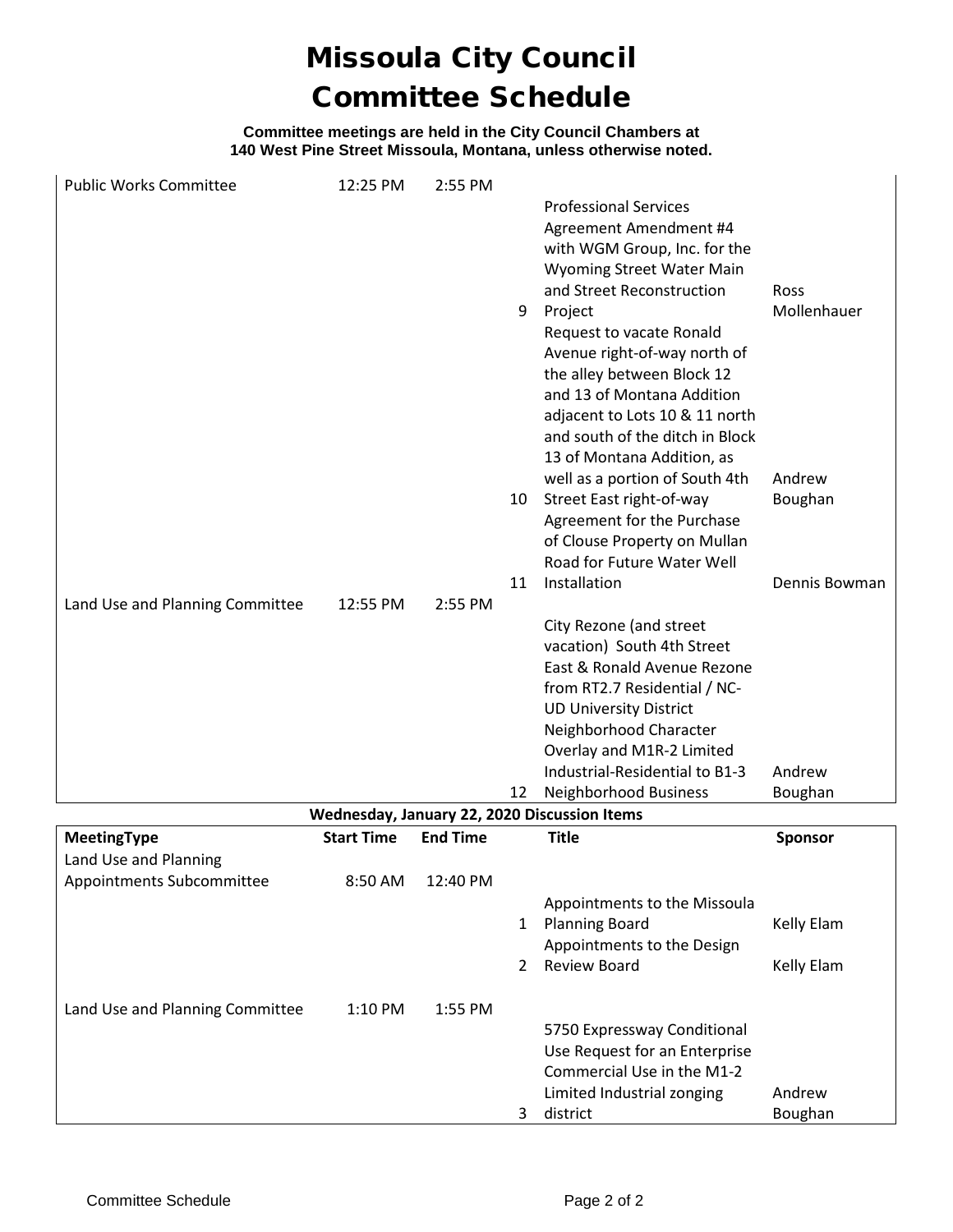# Missoula City Council
# Committee Schedule

**Committee meetings are held in the City Council Chambers at 140 West Pine Street Missoula, Montana, unless otherwise noted.**

| | | | | | |
|---|---|---|---|---|---|
| Public Works Committee | 12:25 PM | 2:55 PM | | | |
| | | | 9 | Professional Services Agreement Amendment #4 with WGM Group, Inc. for the Wyoming Street Water Main and Street Reconstruction Project | Ross Mollenhauer |
| | | | 10 | Request to vacate Ronald Avenue right-of-way north of the alley between Block 12 and 13 of Montana Addition adjacent to Lots 10 & 11 north and south of the ditch in Block 13 of Montana Addition, as well as a portion of South 4th Street East right-of-way | Andrew Boughan |
| | | | 11 | Agreement for the Purchase of Clouse Property on Mullan Road for Future Water Well Installation | Dennis Bowman |
| Land Use and Planning Committee | 12:55 PM | 2:55 PM | | | |
| | | | 12 | City Rezone (and street vacation) South 4th Street East & Ronald Avenue Rezone from RT2.7 Residential / NC-UD University District Neighborhood Character Overlay and M1R-2 Limited Industrial-Residential to B1-3 Neighborhood Business | Andrew Boughan |

**Wednesday, January 22, 2020 Discussion Items**

| MeetingType | Start Time | End Time | | Title | Sponsor |
|---|---|---|---|---|---|
| Land Use and Planning Appointments Subcommittee | 8:50 AM | 12:40 PM | | | |
| | | | 1 | Appointments to the Missoula Planning Board | Kelly Elam |
| | | | 2 | Appointments to the Design Review Board | Kelly Elam |
| Land Use and Planning Committee | 1:10 PM | 1:55 PM | | | |
| | | | 3 | 5750 Expressway Conditional Use Request for an Enterprise Commercial Use in the M1-2 Limited Industrial zonging district | Andrew Boughan |